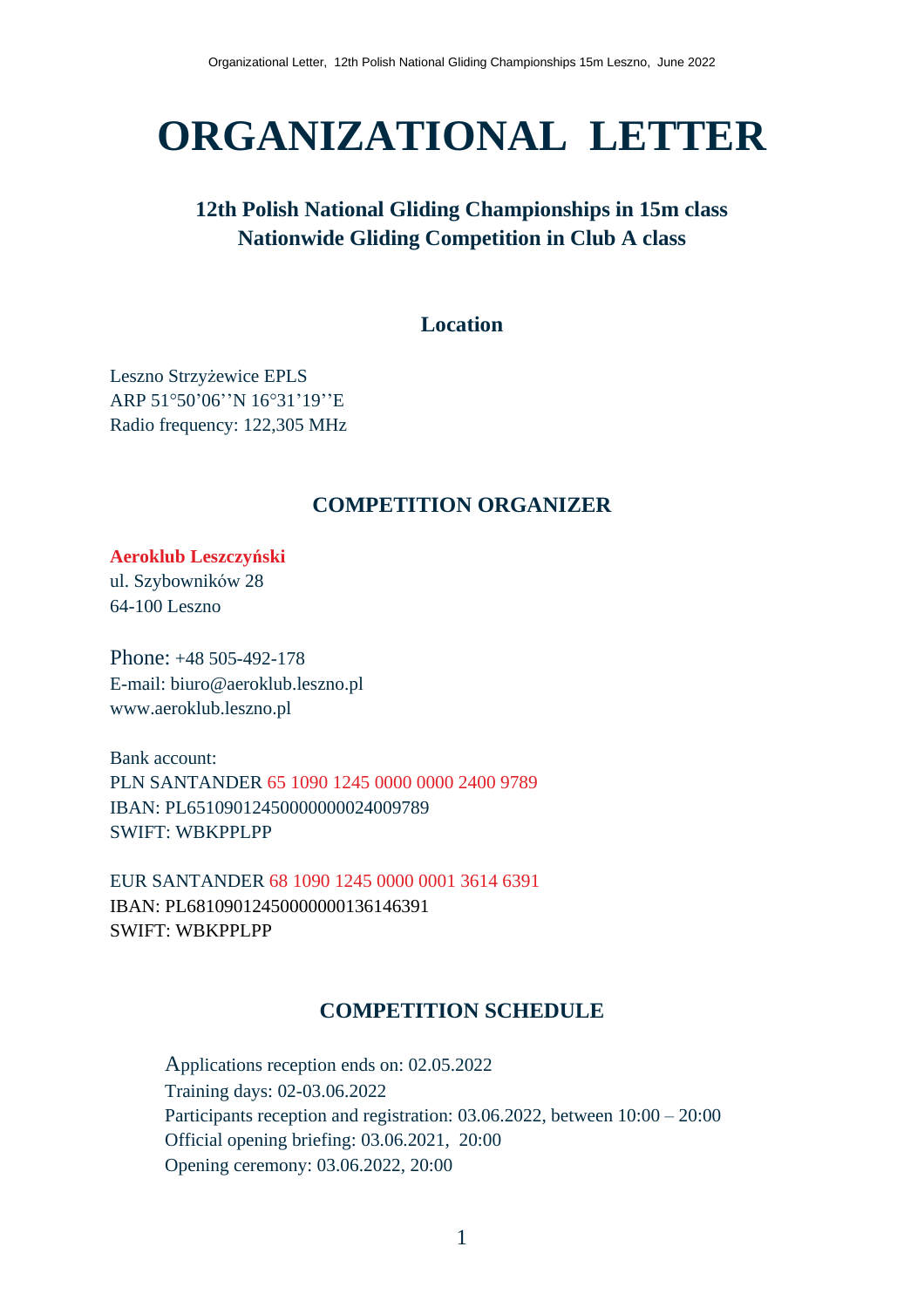# ORGANIZATIONAL LETTER

### 12th Polish National Gliding Championships in 15m class
### Nationwide Gliding Competition in Club A class

### Location

Leszno Strzyżewice EPLS
ARP 51°50'06''N 16°31'19''E
Radio frequency: 122,305 MHz

## COMPETITION ORGANIZER

**Aeroklub Leszczyński**
ul. Szybowników 28
64-100 Leszno

Phone: +48 505-492-178
E-mail: biuro@aeroklub.leszno.pl
www.aeroklub.leszno.pl

Bank account:
PLN SANTANDER 65 1090 1245 0000 0000 2400 9789
IBAN: PL65109012450000000024009789
SWIFT: WBKPPLPP

EUR SANTANDER 68 1090 1245 0000 0001 3614 6391
IBAN: PL68109012450000000136146391
SWIFT: WBKPPLPP

## COMPETITION SCHEDULE

Applications reception ends on: 02.05.2022
Training days: 02-03.06.2022
Participants reception and registration: 03.06.2022, between 10:00 – 20:00
Official opening briefing: 03.06.2021, 20:00
Opening ceremony: 03.06.2022, 20:00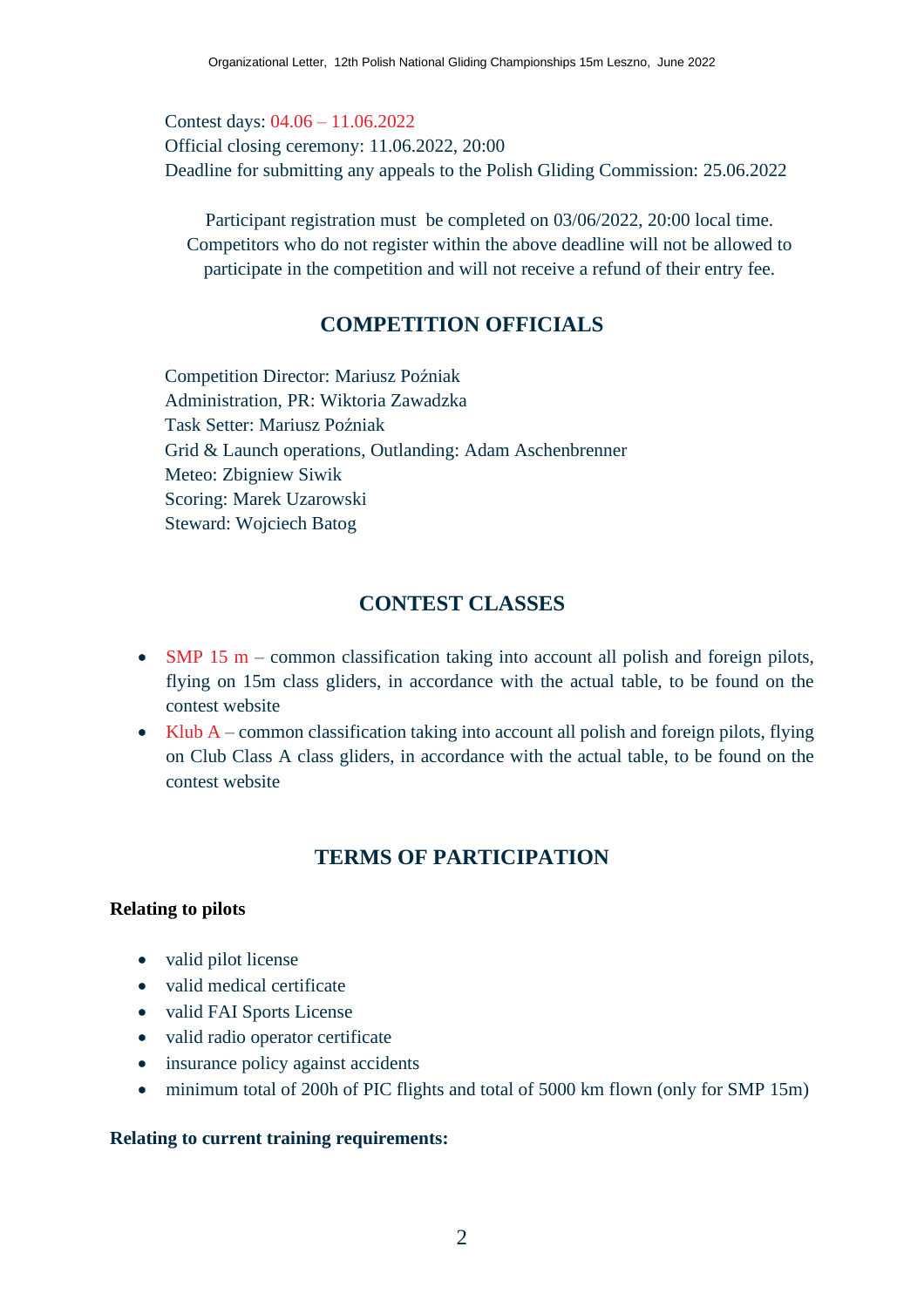Contest days: 04.06 – 11.06.2022
Official closing ceremony: 11.06.2022, 20:00
Deadline for submitting any appeals to the Polish Gliding Commission: 25.06.2022

Participant registration must be completed on 03/06/2022, 20:00 local time. Competitors who do not register within the above deadline will not be allowed to participate in the competition and will not receive a refund of their entry fee.

## COMPETITION OFFICIALS

Competition Director: Mariusz Poźniak
Administration, PR: Wiktoria Zawadzka
Task Setter: Mariusz Poźniak
Grid & Launch operations, Outlanding: Adam Aschenbrenner
Meteo: Zbigniew Siwik
Scoring: Marek Uzarowski
Steward: Wojciech Batog

## CONTEST CLASSES

- SMP 15 m – common classification taking into account all polish and foreign pilots, flying on 15m class gliders, in accordance with the actual table, to be found on the contest website
- Klub A – common classification taking into account all polish and foreign pilots, flying on Club Class A class gliders, in accordance with the actual table, to be found on the contest website

## TERMS OF PARTICIPATION

**Relating to pilots**

- valid pilot license
- valid medical certificate
- valid FAI Sports License
- valid radio operator certificate
- insurance policy against accidents
- minimum total of 200h of PIC flights and total of 5000 km flown (only for SMP 15m)

**Relating to current training requirements:**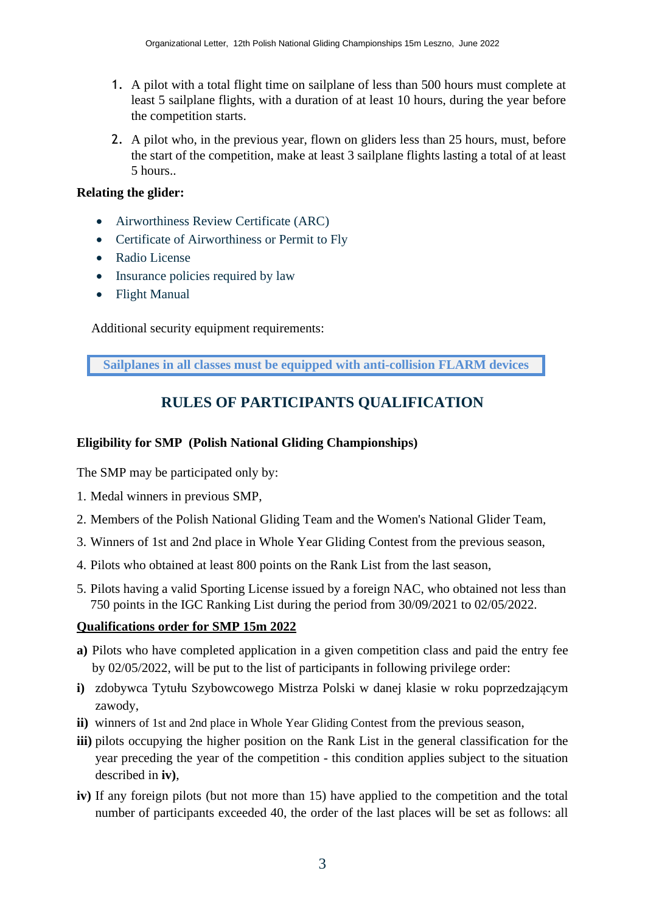1. A pilot with a total flight time on sailplane of less than 500 hours must complete at least 5 sailplane flights, with a duration of at least 10 hours, during the year before the competition starts.
2. A pilot who, in the previous year, flown on gliders less than 25 hours, must, before the start of the competition, make at least 3 sailplane flights lasting a total of at least 5 hours..

**Relating the glider:**

- Airworthiness Review Certificate (ARC)
- Certificate of Airworthiness or Permit to Fly
- Radio License
- Insurance policies required by law
- Flight Manual

Additional security equipment requirements:

**Sailplanes in all classes must be equipped with anti-collision FLARM devices**

## RULES OF PARTICIPANTS QUALIFICATION

**Eligibility for SMP (Polish National Gliding Championships)**

The SMP may be participated only by:

1. Medal winners in previous SMP,
2. Members of the Polish National Gliding Team and the Women's National Glider Team,
3. Winners of 1st and 2nd place in Whole Year Gliding Contest from the previous season,
4. Pilots who obtained at least 800 points on the Rank List from the last season,
5. Pilots having a valid Sporting License issued by a foreign NAC, who obtained not less than 750 points in the IGC Ranking List during the period from 30/09/2021 to 02/05/2022.

**Qualifications order for SMP 15m 2022**

**a)** Pilots who have completed application in a given competition class and paid the entry fee by 02/05/2022, will be put to the list of participants in following privilege order:

**i)** zdobywca Tytułu Szybowcowego Mistrza Polski w danej klasie w roku poprzedzającym zawody,

**ii)** winners of 1st and 2nd place in Whole Year Gliding Contest from the previous season,

**iii)** pilots occupying the higher position on the Rank List in the general classification for the year preceding the year of the competition - this condition applies subject to the situation described in **iv)**,

**iv)** If any foreign pilots (but not more than 15) have applied to the competition and the total number of participants exceeded 40, the order of the last places will be set as follows: all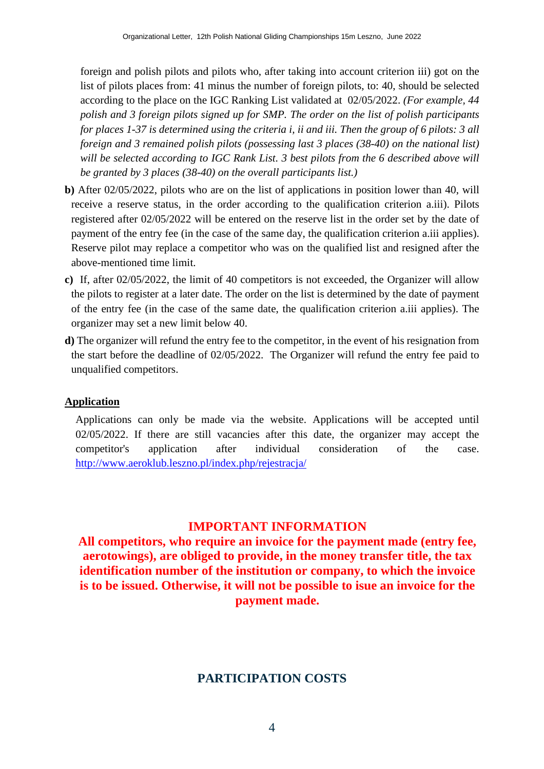foreign and polish pilots and pilots who, after taking into account criterion iii) got on the list of pilots places from: 41 minus the number of foreign pilots, to: 40, should be selected according to the place on the IGC Ranking List validated at 02/05/2022. *(For example, 44 polish and 3 foreign pilots signed up for SMP. The order on the list of polish participants for places 1-37 is determined using the criteria i, ii and iii. Then the group of 6 pilots: 3 all foreign and 3 remained polish pilots (possessing last 3 places (38-40) on the national list) will be selected according to IGC Rank List. 3 best pilots from the 6 described above will be granted by 3 places (38-40) on the overall participants list.)*

**b)** After 02/05/2022, pilots who are on the list of applications in position lower than 40, will receive a reserve status, in the order according to the qualification criterion a.iii). Pilots registered after 02/05/2022 will be entered on the reserve list in the order set by the date of payment of the entry fee (in the case of the same day, the qualification criterion a.iii applies). Reserve pilot may replace a competitor who was on the qualified list and resigned after the above-mentioned time limit.

**c)** If, after 02/05/2022, the limit of 40 competitors is not exceeded, the Organizer will allow the pilots to register at a later date. The order on the list is determined by the date of payment of the entry fee (in the case of the same date, the qualification criterion a.iii applies). The organizer may set a new limit below 40.

**d)** The organizer will refund the entry fee to the competitor, in the event of his resignation from the start before the deadline of 02/05/2022. The Organizer will refund the entry fee paid to unqualified competitors.

**<u>Application</u>**

Applications can only be made via the website. Applications will be accepted until 02/05/2022. If there are still vacancies after this date, the organizer may accept the competitor's application after individual consideration of the case. http://www.aeroklub.leszno.pl/index.php/rejestracja/

**IMPORTANT INFORMATION**

**All competitors, who require an invoice for the payment made (entry fee, aerotowings), are obliged to provide, in the money transfer title, the tax identification number of the institution or company, to which the invoice is to be issued. Otherwise, it will not be possible to isue an invoice for the payment made.**

## PARTICIPATION COSTS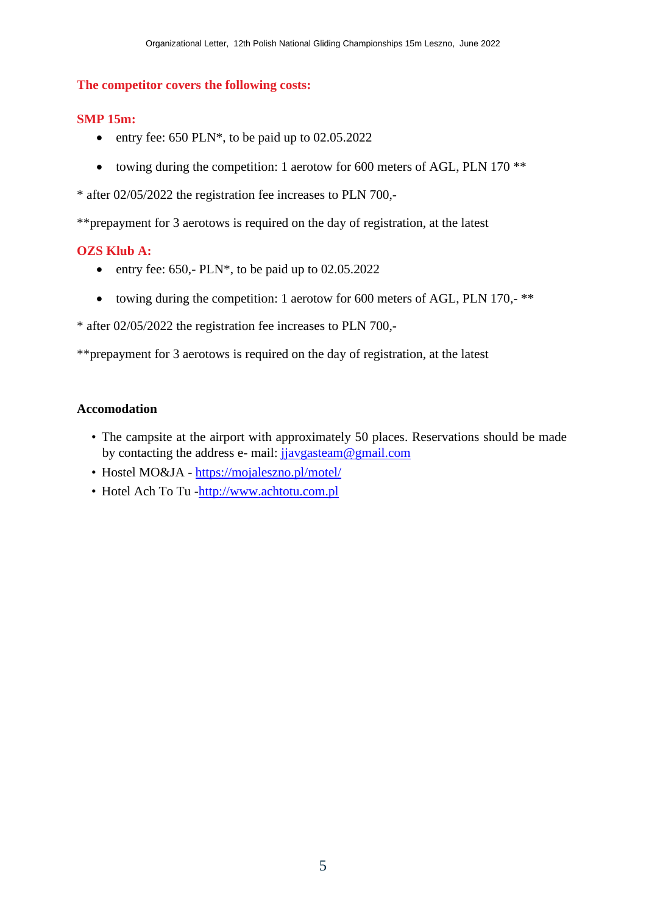## The competitor covers the following costs:

### SMP 15m:

- entry fee: 650 PLN*, to be paid up to 02.05.2022
- towing during the competition: 1 aerotow for 600 meters of AGL, PLN 170 **

* after 02/05/2022 the registration fee increases to PLN 700,-

**prepayment for 3 aerotows is required on the day of registration, at the latest

### OZS Klub A:

- entry fee: 650,- PLN*, to be paid up to 02.05.2022
- towing during the competition: 1 aerotow for 600 meters of AGL, PLN 170,- **

* after 02/05/2022 the registration fee increases to PLN 700,-

**prepayment for 3 aerotows is required on the day of registration, at the latest

## Accomodation

- The campsite at the airport with approximately 50 places. Reservations should be made by contacting the address e- mail: jjavgasteam@gmail.com
- Hostel MO&JA - https://mojaleszno.pl/motel/
- Hotel Ach To Tu -http://www.achtotu.com.pl